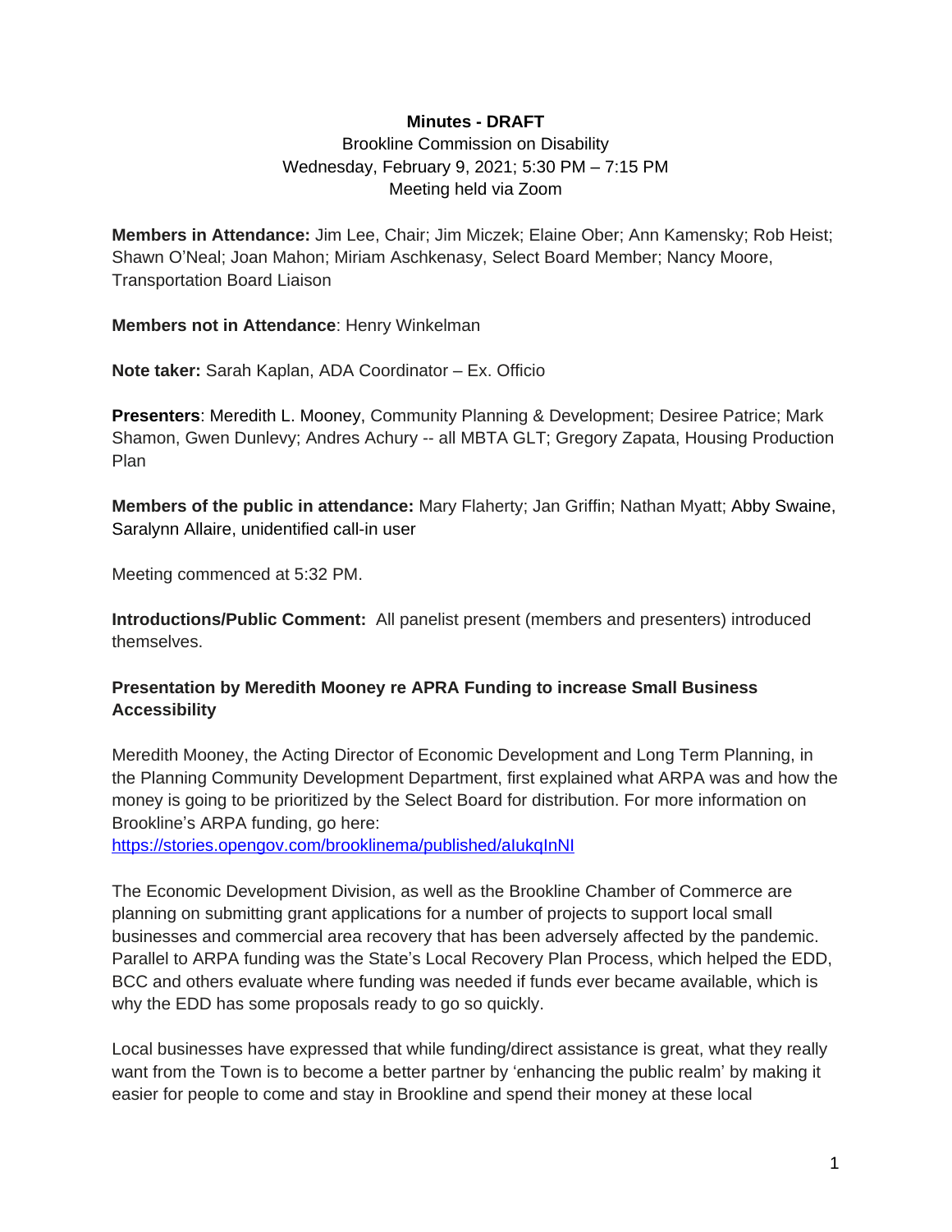**Minutes - DRAFT**

Brookline Commission on Disability
Wednesday, February 9, 2021; 5:30 PM – 7:15 PM
Meeting held via Zoom

**Members in Attendance:** Jim Lee, Chair; Jim Miczek; Elaine Ober; Ann Kamensky; Rob Heist; Shawn O'Neal; Joan Mahon; Miriam Aschkenasy, Select Board Member; Nancy Moore, Transportation Board Liaison

**Members not in Attendance**: Henry Winkelman

**Note taker:** Sarah Kaplan, ADA Coordinator – Ex. Officio

**Presenters**: Meredith L. Mooney, Community Planning & Development; Desiree Patrice; Mark Shamon, Gwen Dunlevy; Andres Achury -- all MBTA GLT; Gregory Zapata, Housing Production Plan

**Members of the public in attendance:** Mary Flaherty; Jan Griffin; Nathan Myatt; Abby Swaine, Saralynn Allaire, unidentified call-in user

Meeting commenced at 5:32 PM.

**Introductions/Public Comment:** All panelist present (members and presenters) introduced themselves.

**Presentation by Meredith Mooney re APRA Funding to increase Small Business Accessibility**

Meredith Mooney, the Acting Director of Economic Development and Long Term Planning, in the Planning Community Development Department, first explained what ARPA was and how the money is going to be prioritized by the Select Board for distribution. For more information on Brookline's ARPA funding, go here: https://stories.opengov.com/brooklinema/published/aIukqInNI

The Economic Development Division, as well as the Brookline Chamber of Commerce are planning on submitting grant applications for a number of projects to support local small businesses and commercial area recovery that has been adversely affected by the pandemic. Parallel to ARPA funding was the State's Local Recovery Plan Process, which helped the EDD, BCC and others evaluate where funding was needed if funds ever became available, which is why the EDD has some proposals ready to go so quickly.

Local businesses have expressed that while funding/direct assistance is great, what they really want from the Town is to become a better partner by 'enhancing the public realm' by making it easier for people to come and stay in Brookline and spend their money at these local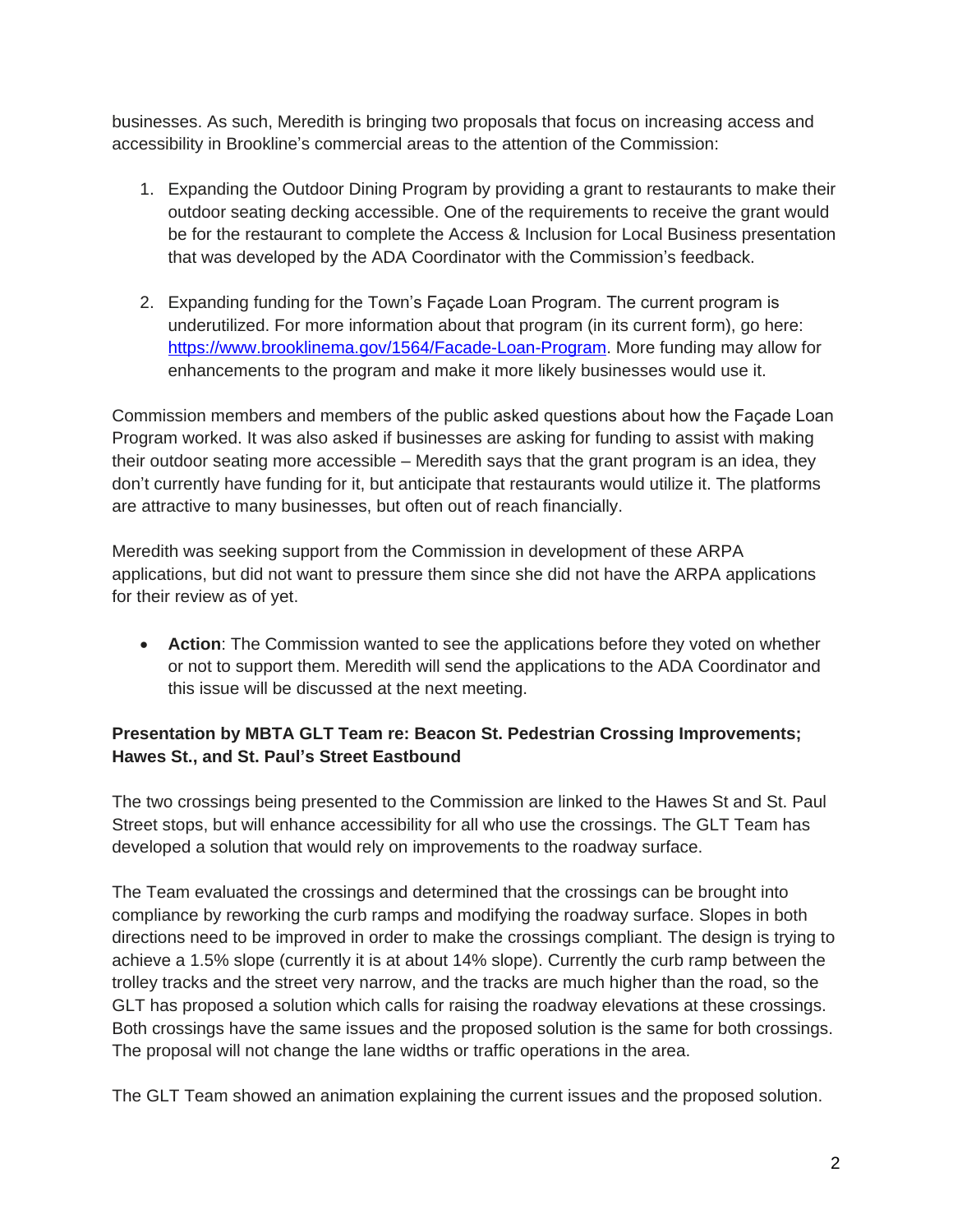businesses. As such, Meredith is bringing two proposals that focus on increasing access and accessibility in Brookline's commercial areas to the attention of the Commission:

1. Expanding the Outdoor Dining Program by providing a grant to restaurants to make their outdoor seating decking accessible. One of the requirements to receive the grant would be for the restaurant to complete the Access & Inclusion for Local Business presentation that was developed by the ADA Coordinator with the Commission's feedback.

2. Expanding funding for the Town's Façade Loan Program. The current program is underutilized. For more information about that program (in its current form), go here: [https://www.brooklinema.gov/1564/Facade-Loan-Program](https://www.brooklinema.gov/1564/Facade-Loan-Program). More funding may allow for enhancements to the program and make it more likely businesses would use it.

Commission members and members of the public asked questions about how the Façade Loan Program worked. It was also asked if businesses are asking for funding to assist with making their outdoor seating more accessible – Meredith says that the grant program is an idea, they don't currently have funding for it, but anticipate that restaurants would utilize it. The platforms are attractive to many businesses, but often out of reach financially.

Meredith was seeking support from the Commission in development of these ARPA applications, but did not want to pressure them since she did not have the ARPA applications for their review as of yet.

- **Action**: The Commission wanted to see the applications before they voted on whether or not to support them. Meredith will send the applications to the ADA Coordinator and this issue will be discussed at the next meeting.

**Presentation by MBTA GLT Team re: Beacon St. Pedestrian Crossing Improvements; Hawes St., and St. Paul's Street Eastbound**

The two crossings being presented to the Commission are linked to the Hawes St and St. Paul Street stops, but will enhance accessibility for all who use the crossings. The GLT Team has developed a solution that would rely on improvements to the roadway surface.

The Team evaluated the crossings and determined that the crossings can be brought into compliance by reworking the curb ramps and modifying the roadway surface. Slopes in both directions need to be improved in order to make the crossings compliant. The design is trying to achieve a 1.5% slope (currently it is at about 14% slope). Currently the curb ramp between the trolley tracks and the street very narrow, and the tracks are much higher than the road, so the GLT has proposed a solution which calls for raising the roadway elevations at these crossings. Both crossings have the same issues and the proposed solution is the same for both crossings. The proposal will not change the lane widths or traffic operations in the area.

The GLT Team showed an animation explaining the current issues and the proposed solution.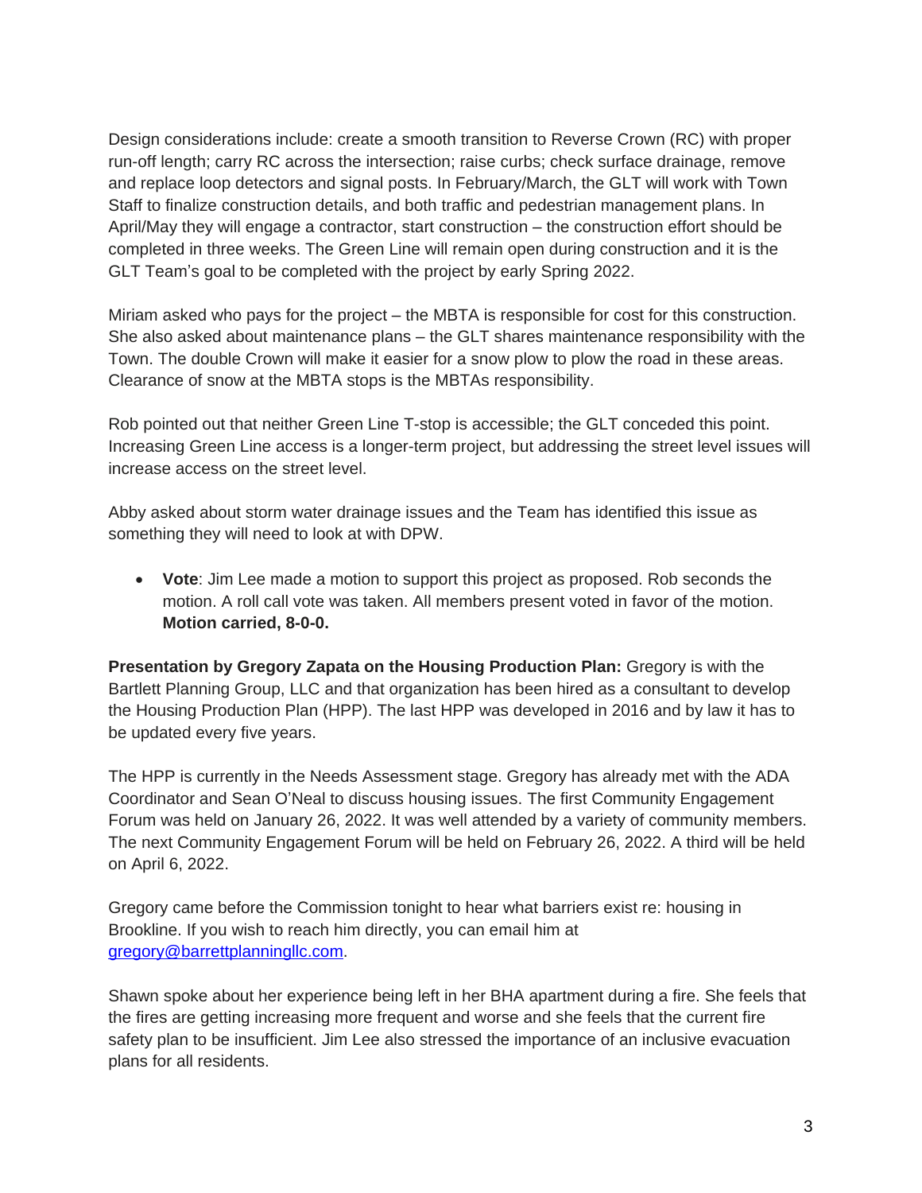Design considerations include: create a smooth transition to Reverse Crown (RC) with proper run-off length; carry RC across the intersection; raise curbs; check surface drainage, remove and replace loop detectors and signal posts. In February/March, the GLT will work with Town Staff to finalize construction details, and both traffic and pedestrian management plans. In April/May they will engage a contractor, start construction – the construction effort should be completed in three weeks. The Green Line will remain open during construction and it is the GLT Team's goal to be completed with the project by early Spring 2022.

Miriam asked who pays for the project – the MBTA is responsible for cost for this construction. She also asked about maintenance plans – the GLT shares maintenance responsibility with the Town. The double Crown will make it easier for a snow plow to plow the road in these areas. Clearance of snow at the MBTA stops is the MBTAs responsibility.

Rob pointed out that neither Green Line T-stop is accessible; the GLT conceded this point. Increasing Green Line access is a longer-term project, but addressing the street level issues will increase access on the street level.

Abby asked about storm water drainage issues and the Team has identified this issue as something they will need to look at with DPW.

- **Vote**: Jim Lee made a motion to support this project as proposed. Rob seconds the motion. A roll call vote was taken. All members present voted in favor of the motion. **Motion carried, 8-0-0.**

**Presentation by Gregory Zapata on the Housing Production Plan:** Gregory is with the Bartlett Planning Group, LLC and that organization has been hired as a consultant to develop the Housing Production Plan (HPP). The last HPP was developed in 2016 and by law it has to be updated every five years.

The HPP is currently in the Needs Assessment stage. Gregory has already met with the ADA Coordinator and Sean O'Neal to discuss housing issues. The first Community Engagement Forum was held on January 26, 2022. It was well attended by a variety of community members. The next Community Engagement Forum will be held on February 26, 2022. A third will be held on April 6, 2022.

Gregory came before the Commission tonight to hear what barriers exist re: housing in Brookline. If you wish to reach him directly, you can email him at gregory@barrettplanningllc.com.

Shawn spoke about her experience being left in her BHA apartment during a fire. She feels that the fires are getting increasing more frequent and worse and she feels that the current fire safety plan to be insufficient. Jim Lee also stressed the importance of an inclusive evacuation plans for all residents.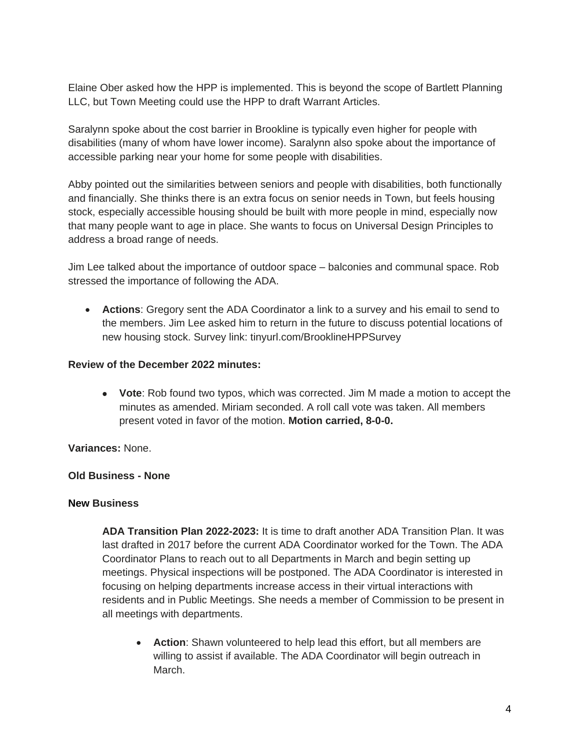Elaine Ober asked how the HPP is implemented. This is beyond the scope of Bartlett Planning LLC, but Town Meeting could use the HPP to draft Warrant Articles.

Saralynn spoke about the cost barrier in Brookline is typically even higher for people with disabilities (many of whom have lower income). Saralynn also spoke about the importance of accessible parking near your home for some people with disabilities.

Abby pointed out the similarities between seniors and people with disabilities, both functionally and financially. She thinks there is an extra focus on senior needs in Town, but feels housing stock, especially accessible housing should be built with more people in mind, especially now that many people want to age in place. She wants to focus on Universal Design Principles to address a broad range of needs.

Jim Lee talked about the importance of outdoor space – balconies and communal space. Rob stressed the importance of following the ADA.

- **Actions**: Gregory sent the ADA Coordinator a link to a survey and his email to send to the members. Jim Lee asked him to return in the future to discuss potential locations of new housing stock. Survey link: tinyurl.com/BrooklineHPPSurvey

**Review of the December 2022 minutes:**

- **Vote**: Rob found two typos, which was corrected. Jim M made a motion to accept the minutes as amended. Miriam seconded. A roll call vote was taken. All members present voted in favor of the motion. **Motion carried, 8-0-0.**

**Variances:** None.

**Old Business - None**

**New Business**

**ADA Transition Plan 2022-2023:** It is time to draft another ADA Transition Plan. It was last drafted in 2017 before the current ADA Coordinator worked for the Town. The ADA Coordinator Plans to reach out to all Departments in March and begin setting up meetings. Physical inspections will be postponed. The ADA Coordinator is interested in focusing on helping departments increase access in their virtual interactions with residents and in Public Meetings. She needs a member of Commission to be present in all meetings with departments.

- **Action**: Shawn volunteered to help lead this effort, but all members are willing to assist if available. The ADA Coordinator will begin outreach in March.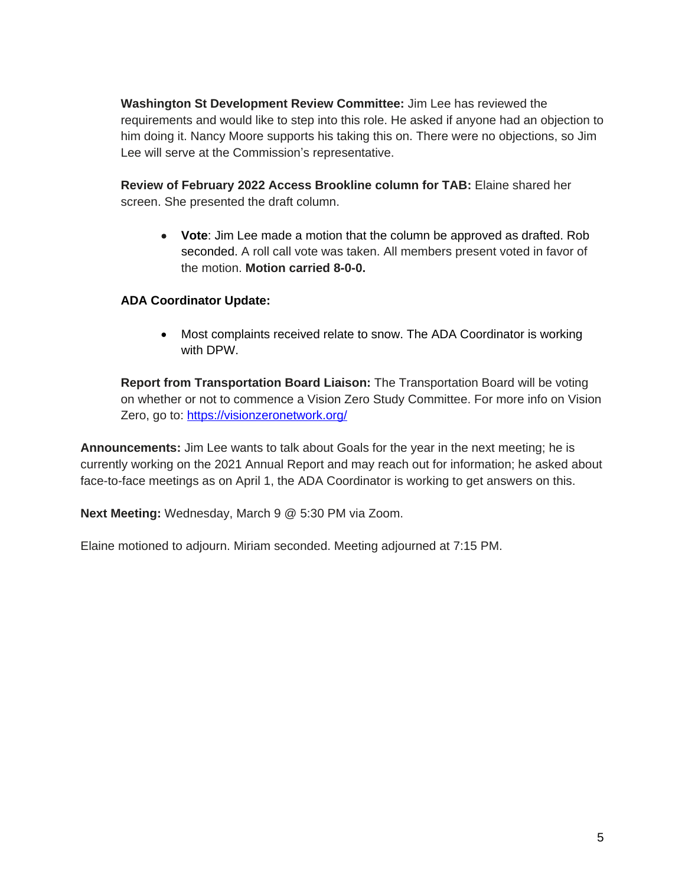**Washington St Development Review Committee:** Jim Lee has reviewed the requirements and would like to step into this role. He asked if anyone had an objection to him doing it. Nancy Moore supports his taking this on. There were no objections, so Jim Lee will serve at the Commission's representative.

**Review of February 2022 Access Brookline column for TAB:** Elaine shared her screen. She presented the draft column.

- **Vote**: Jim Lee made a motion that the column be approved as drafted. Rob seconded. A roll call vote was taken. All members present voted in favor of the motion. **Motion carried 8-0-0.**

**ADA Coordinator Update:**

- Most complaints received relate to snow. The ADA Coordinator is working with DPW.

**Report from Transportation Board Liaison:** The Transportation Board will be voting on whether or not to commence a Vision Zero Study Committee. For more info on Vision Zero, go to: [https://visionzeronetwork.org/](https://visionzeronetwork.org/)

**Announcements:** Jim Lee wants to talk about Goals for the year in the next meeting; he is currently working on the 2021 Annual Report and may reach out for information; he asked about face-to-face meetings as on April 1, the ADA Coordinator is working to get answers on this.

**Next Meeting:** Wednesday, March 9 @ 5:30 PM via Zoom.

Elaine motioned to adjourn. Miriam seconded. Meeting adjourned at 7:15 PM.